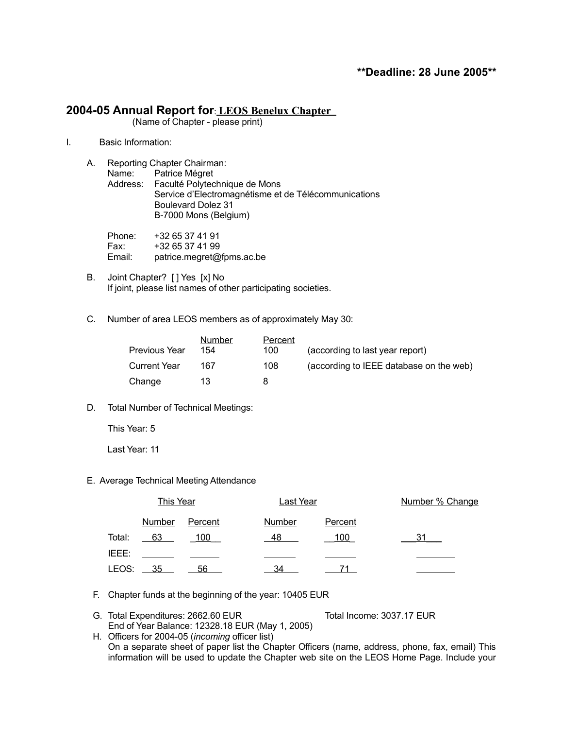**Deadline: 28 June 2005**

## 2004-05 Annual Report for: LEOS Benelux Chapter

(Name of Chapter - please print)

I. Basic Information:

A. Reporting Chapter Chairman:
Name: Patrice Mégret
Address: Faculté Polytechnique de Mons
Service d'Electromagnétisme et de Télécommunications
Boulevard Dolez 31
B-7000 Mons (Belgium)

Phone: +32 65 37 41 91
Fax: +32 65 37 41 99
Email: patrice.megret@fpms.ac.be

B. Joint Chapter? [ ] Yes [x] No
If joint, please list names of other participating societies.

C. Number of area LEOS members as of approximately May 30:

| | Number | Percent | |
|---|---|---|---|
| Previous Year | 154 | 100 | (according to last year report) |
| Current Year | 167 | 108 | (according to IEEE database on the web) |
| Change | 13 | 8 | |

D. Total Number of Technical Meetings:

This Year: 5

Last Year: 11

E. Average Technical Meeting Attendance

| | This Year | | Last Year | | Number % Change |
|---|---|---|---|---|---|
| | Number | Percent | Number | Percent | |
| Total: | 63 | 100 | 48 | 100 | 31 |
| IEEE: | | | | | |
| LEOS: | 35 | 56 | 34 | 71 | |

F. Chapter funds at the beginning of the year: 10405 EUR

G. Total Expenditures: 2662.60 EUR Total Income: 3037.17 EUR
End of Year Balance: 12328.18 EUR (May 1, 2005)

H. Officers for 2004-05 (*incoming* officer list)
On a separate sheet of paper list the Chapter Officers (name, address, phone, fax, email) This information will be used to update the Chapter web site on the LEOS Home Page. Include your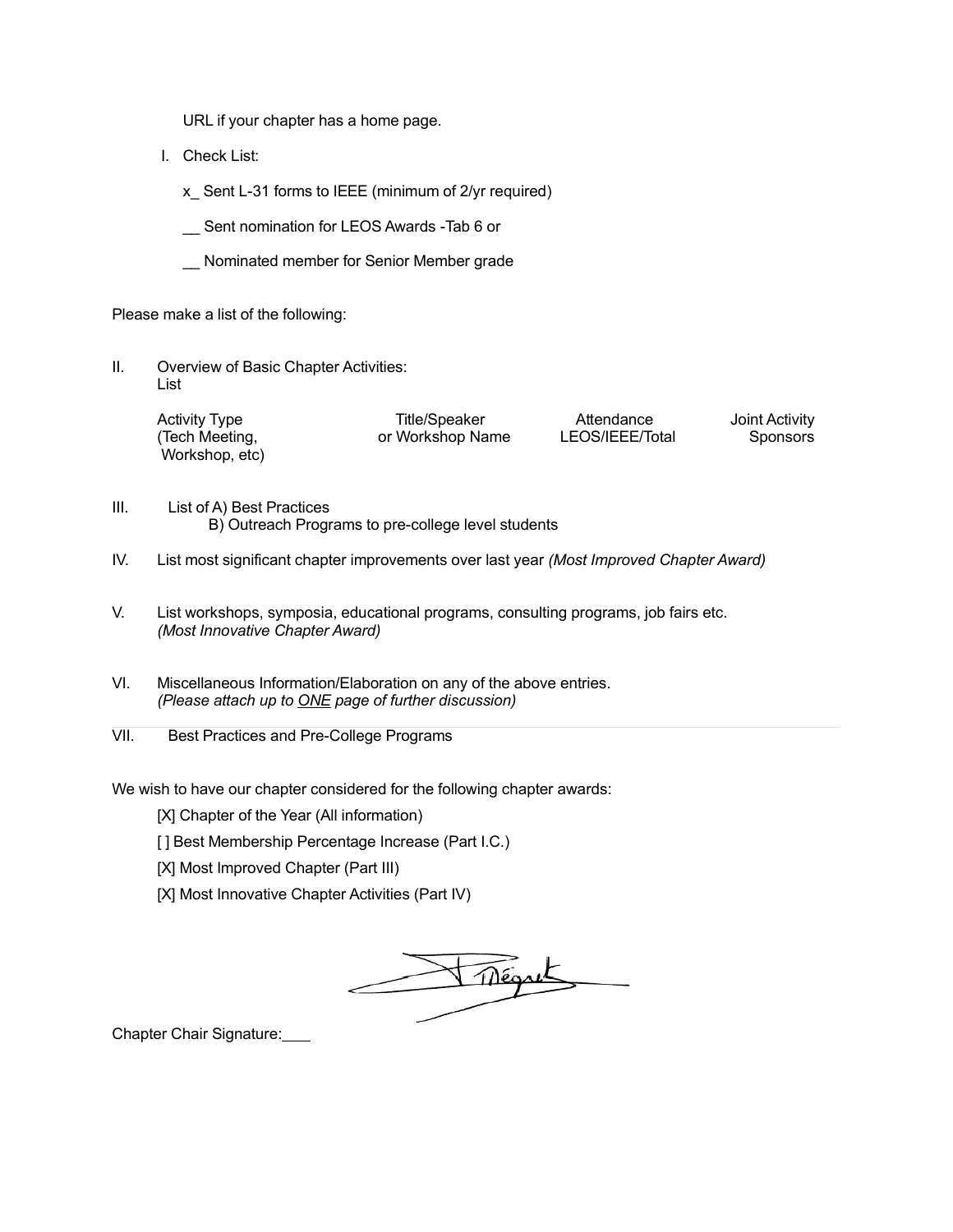URL if your chapter has a home page.

I. Check List:

x_ Sent L-31 forms to IEEE (minimum of 2/yr required)

__ Sent nomination for LEOS Awards -Tab 6 or

__ Nominated member for Senior Member grade

Please make a list of the following:

II. Overview of Basic Chapter Activities:
List

| Activity Type (Tech Meeting, Workshop, etc) | Title/Speaker or Workshop Name | Attendance LEOS/IEEE/Total | Joint Activity Sponsors |
|---|---|---|---|

III. List of A) Best Practices
B) Outreach Programs to pre-college level students

IV. List most significant chapter improvements over last year *(Most Improved Chapter Award)*

V. List workshops, symposia, educational programs, consulting programs, job fairs etc. *(Most Innovative Chapter Award)*

VI. Miscellaneous Information/Elaboration on any of the above entries. *(Please attach up to ONE page of further discussion)*

VII. Best Practices and Pre-College Programs

We wish to have our chapter considered for the following chapter awards:

[X] Chapter of the Year (All information)

[ ] Best Membership Percentage Increase (Part I.C.)

[X] Most Improved Chapter (Part III)

[X] Most Innovative Chapter Activities (Part IV)

Chapter Chair Signature:___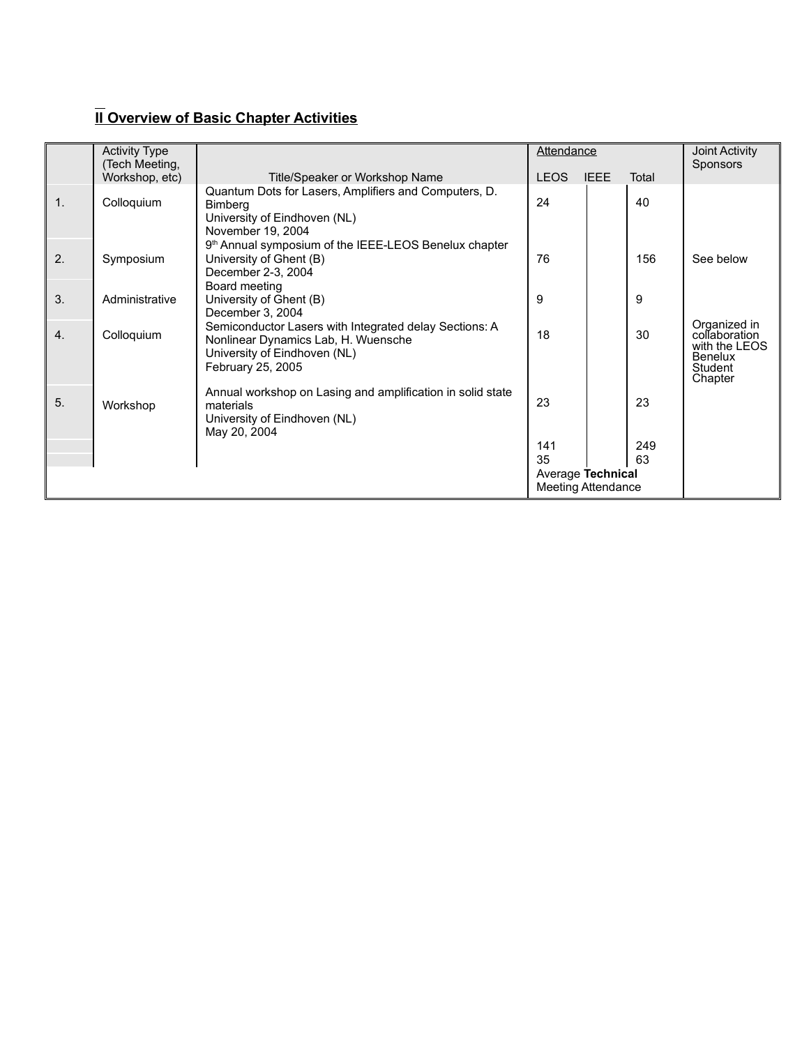## II Overview of Basic Chapter Activities

| | Activity Type (Tech Meeting, Workshop, etc) | Title/Speaker or Workshop Name | Attendance LEOS | IEEE | Total | Joint Activity Sponsors |
|---|---|---|---|---|---|---|
| 1. | Colloquium | Quantum Dots for Lasers, Amplifiers and Computers, D. Bimberg<br>University of Eindhoven (NL)<br>November 19, 2004 | 24 | | 40 | |
| 2. | Symposium | 9th Annual symposium of the IEEE-LEOS Benelux chapter<br>University of Ghent (B)<br>December 2-3, 2004 | 76 | | 156 | See below |
| 3. | Administrative | Board meeting<br>University of Ghent (B)<br>December 3, 2004 | 9 | | 9 | |
| 4. | Colloquium | Semiconductor Lasers with Integrated delay Sections: A Nonlinear Dynamics Lab, H. Wuensche<br>University of Eindhoven (NL)<br>February 25, 2005 | 18 | | 30 | Organized in collaboration with the LEOS Benelux Student Chapter |
| 5. | Workshop | Annual workshop on Lasing and amplification in solid state materials<br>University of Eindhoven (NL)<br>May 20, 2004 | 23 | | 23 | |
| | | | 141 | | 249 | |
| | | | 35 | | 63 | |
| | | | Average **Technical** Meeting Attendance | | | |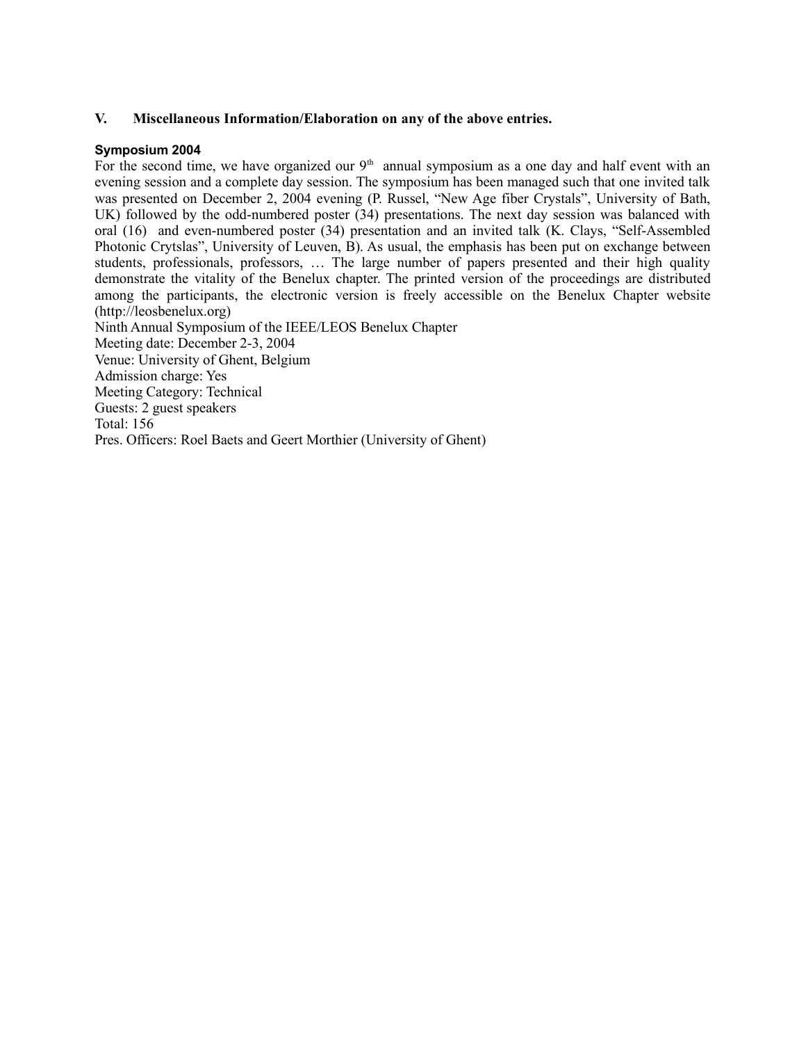## V. Miscellaneous Information/Elaboration on any of the above entries.

### Symposium 2004

For the second time, we have organized our 9th annual symposium as a one day and half event with an evening session and a complete day session. The symposium has been managed such that one invited talk was presented on December 2, 2004 evening (P. Russel, "New Age fiber Crystals", University of Bath, UK) followed by the odd-numbered poster (34) presentations. The next day session was balanced with oral (16) and even-numbered poster (34) presentation and an invited talk (K. Clays, "Self-Assembled Photonic Crytslas", University of Leuven, B). As usual, the emphasis has been put on exchange between students, professionals, professors, … The large number of papers presented and their high quality demonstrate the vitality of the Benelux chapter. The printed version of the proceedings are distributed among the participants, the electronic version is freely accessible on the Benelux Chapter website (http://leosbenelux.org)

Ninth Annual Symposium of the IEEE/LEOS Benelux Chapter
Meeting date: December 2-3, 2004
Venue: University of Ghent, Belgium
Admission charge: Yes
Meeting Category: Technical
Guests: 2 guest speakers
Total: 156
Pres. Officers: Roel Baets and Geert Morthier (University of Ghent)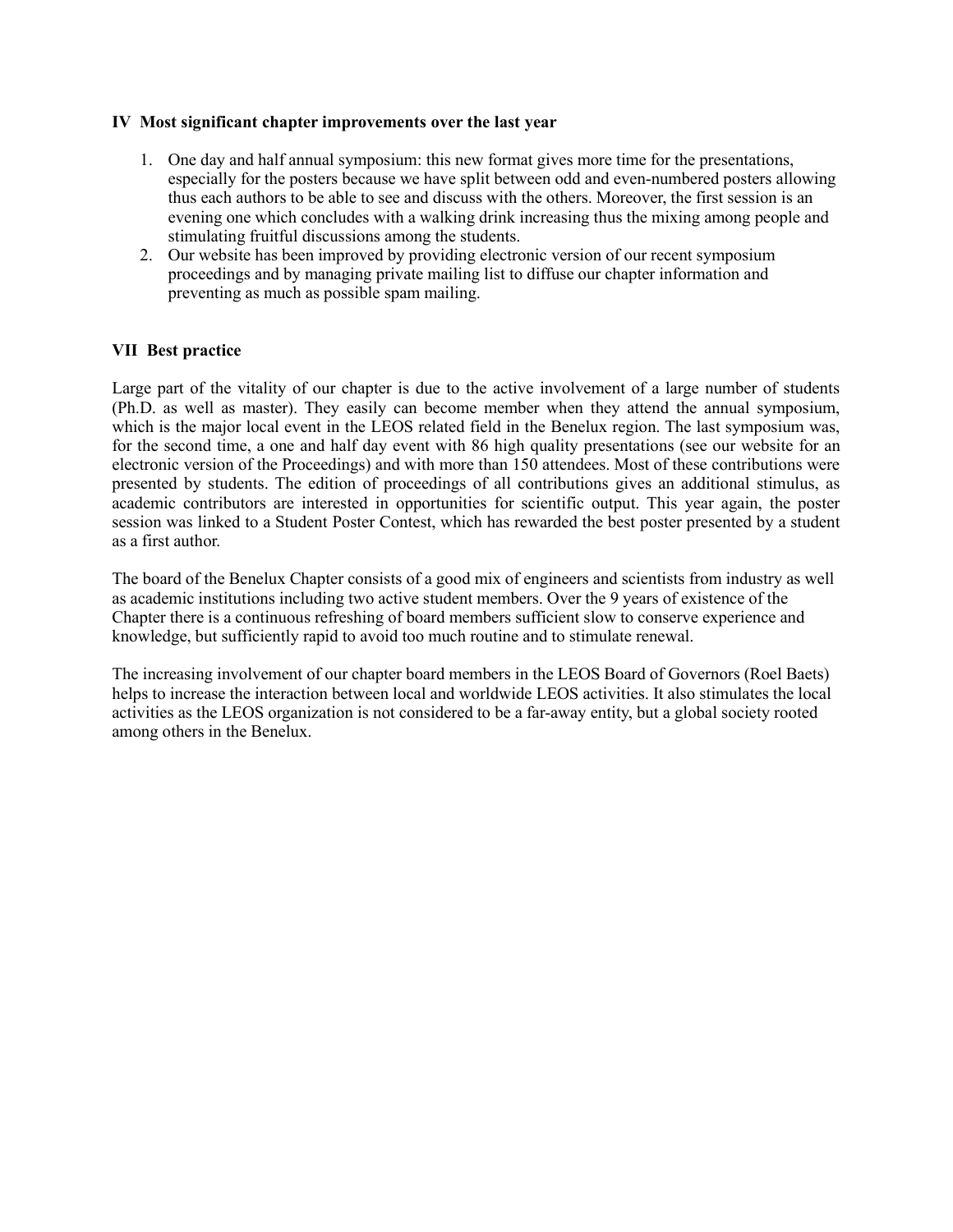## IV Most significant chapter improvements over the last year

1. One day and half annual symposium: this new format gives more time for the presentations, especially for the posters because we have split between odd and even-numbered posters allowing thus each authors to be able to see and discuss with the others. Moreover, the first session is an evening one which concludes with a walking drink increasing thus the mixing among people and stimulating fruitful discussions among the students.
2. Our website has been improved by providing electronic version of our recent symposium proceedings and by managing private mailing list to diffuse our chapter information and preventing as much as possible spam mailing.

## VII Best practice

Large part of the vitality of our chapter is due to the active involvement of a large number of students (Ph.D. as well as master). They easily can become member when they attend the annual symposium, which is the major local event in the LEOS related field in the Benelux region. The last symposium was, for the second time, a one and half day event with 86 high quality presentations (see our website for an electronic version of the Proceedings) and with more than 150 attendees. Most of these contributions were presented by students. The edition of proceedings of all contributions gives an additional stimulus, as academic contributors are interested in opportunities for scientific output. This year again, the poster session was linked to a Student Poster Contest, which has rewarded the best poster presented by a student as a first author.

The board of the Benelux Chapter consists of a good mix of engineers and scientists from industry as well as academic institutions including two active student members. Over the 9 years of existence of the Chapter there is a continuous refreshing of board members sufficient slow to conserve experience and knowledge, but sufficiently rapid to avoid too much routine and to stimulate renewal.

The increasing involvement of our chapter board members in the LEOS Board of Governors (Roel Baets) helps to increase the interaction between local and worldwide LEOS activities. It also stimulates the local activities as the LEOS organization is not considered to be a far-away entity, but a global society rooted among others in the Benelux.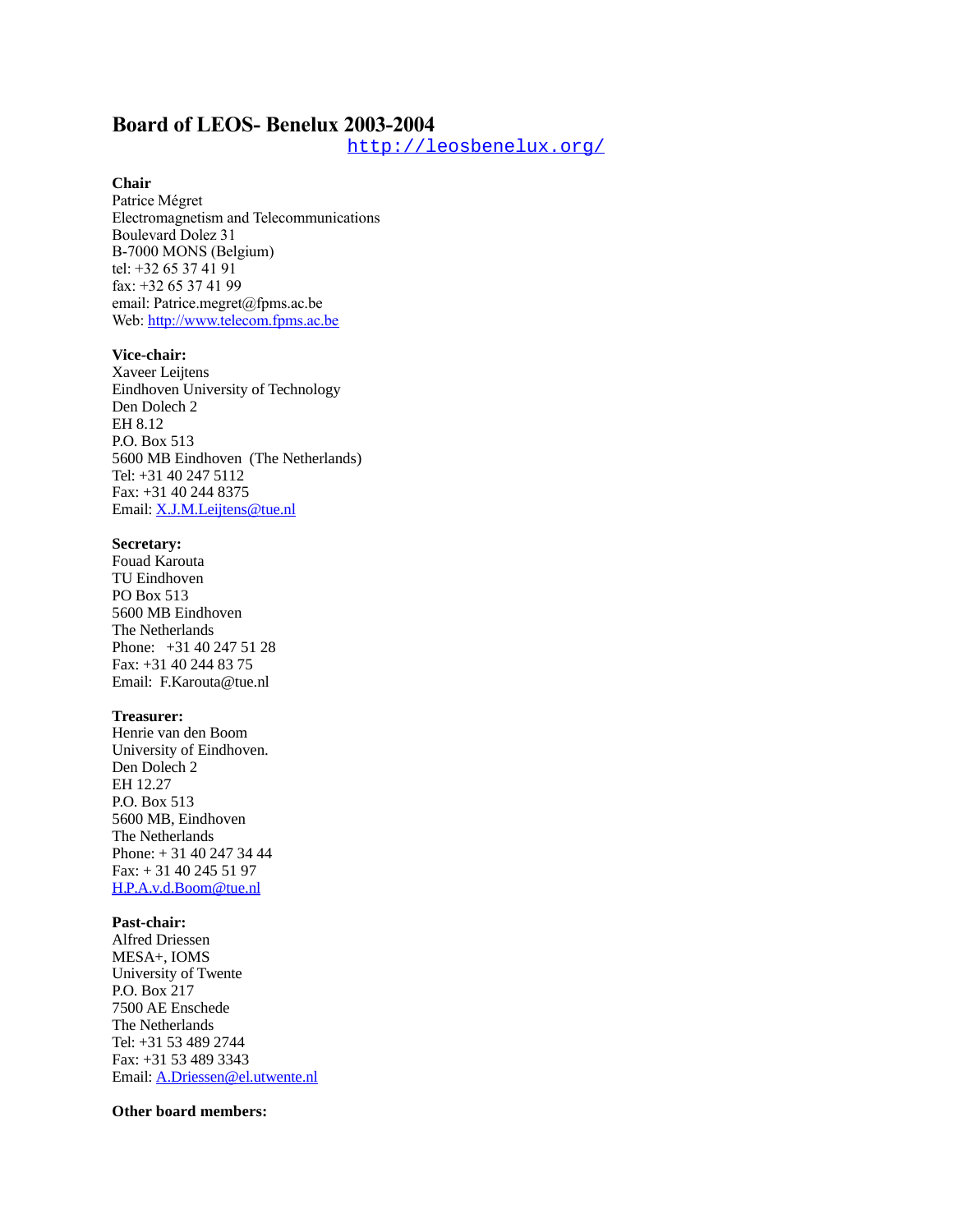# Board of LEOS- Benelux 2003-2004

http://leosbenelux.org/

**Chair**
Patrice Mégret
Electromagnetism and Telecommunications
Boulevard Dolez 31
B-7000 MONS (Belgium)
tel: +32 65 37 41 91
fax: +32 65 37 41 99
email: Patrice.megret@fpms.ac.be
Web: http://www.telecom.fpms.ac.be

**Vice-chair:**
Xaveer Leijtens
Eindhoven University of Technology
Den Dolech 2
EH 8.12
P.O. Box 513
5600 MB Eindhoven (The Netherlands)
Tel: +31 40 247 5112
Fax: +31 40 244 8375
Email: X.J.M.Leijtens@tue.nl

**Secretary:**
Fouad Karouta
TU Eindhoven
PO Box 513
5600 MB Eindhoven
The Netherlands
Phone: +31 40 247 51 28
Fax: +31 40 244 83 75
Email: F.Karouta@tue.nl

**Treasurer:**
Henrie van den Boom
University of Eindhoven.
Den Dolech 2
EH 12.27
P.O. Box 513
5600 MB, Eindhoven
The Netherlands
Phone: + 31 40 247 34 44
Fax: + 31 40 245 51 97
H.P.A.v.d.Boom@tue.nl

**Past-chair:**
Alfred Driessen
MESA+, IOMS
University of Twente
P.O. Box 217
7500 AE Enschede
The Netherlands
Tel: +31 53 489 2744
Fax: +31 53 489 3343
Email: A.Driessen@el.utwente.nl

**Other board members:**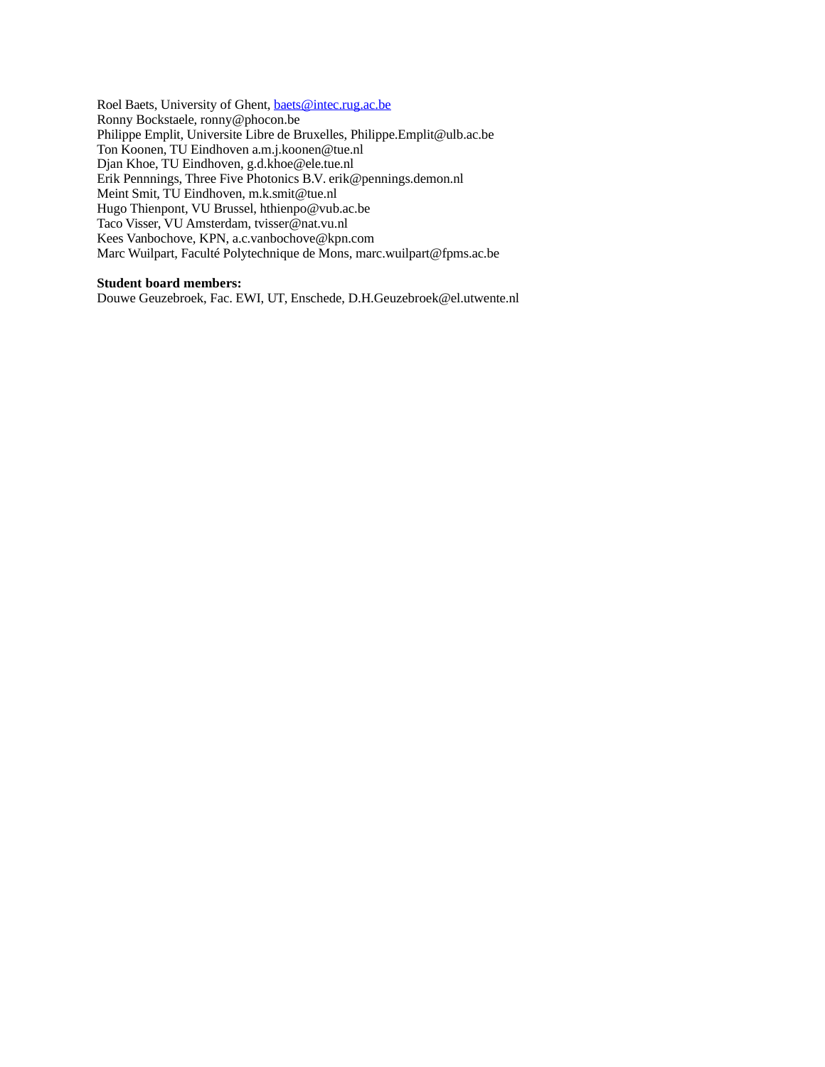Roel Baets, University of Ghent, baets@intec.rug.ac.be
Ronny Bockstaele, ronny@phocon.be
Philippe Emplit, Universite Libre de Bruxelles, Philippe.Emplit@ulb.ac.be
Ton Koonen, TU Eindhoven a.m.j.koonen@tue.nl
Djan Khoe, TU Eindhoven, g.d.khoe@ele.tue.nl
Erik Pennnings, Three Five Photonics B.V. erik@pennings.demon.nl
Meint Smit, TU Eindhoven, m.k.smit@tue.nl
Hugo Thienpont, VU Brussel, hthienpo@vub.ac.be
Taco Visser, VU Amsterdam, tvisser@nat.vu.nl
Kees Vanbochove, KPN, a.c.vanbochove@kpn.com
Marc Wuilpart, Faculté Polytechnique de Mons, marc.wuilpart@fpms.ac.be

**Student board members:**
Douwe Geuzebroek, Fac. EWI, UT, Enschede, D.H.Geuzebroek@el.utwente.nl